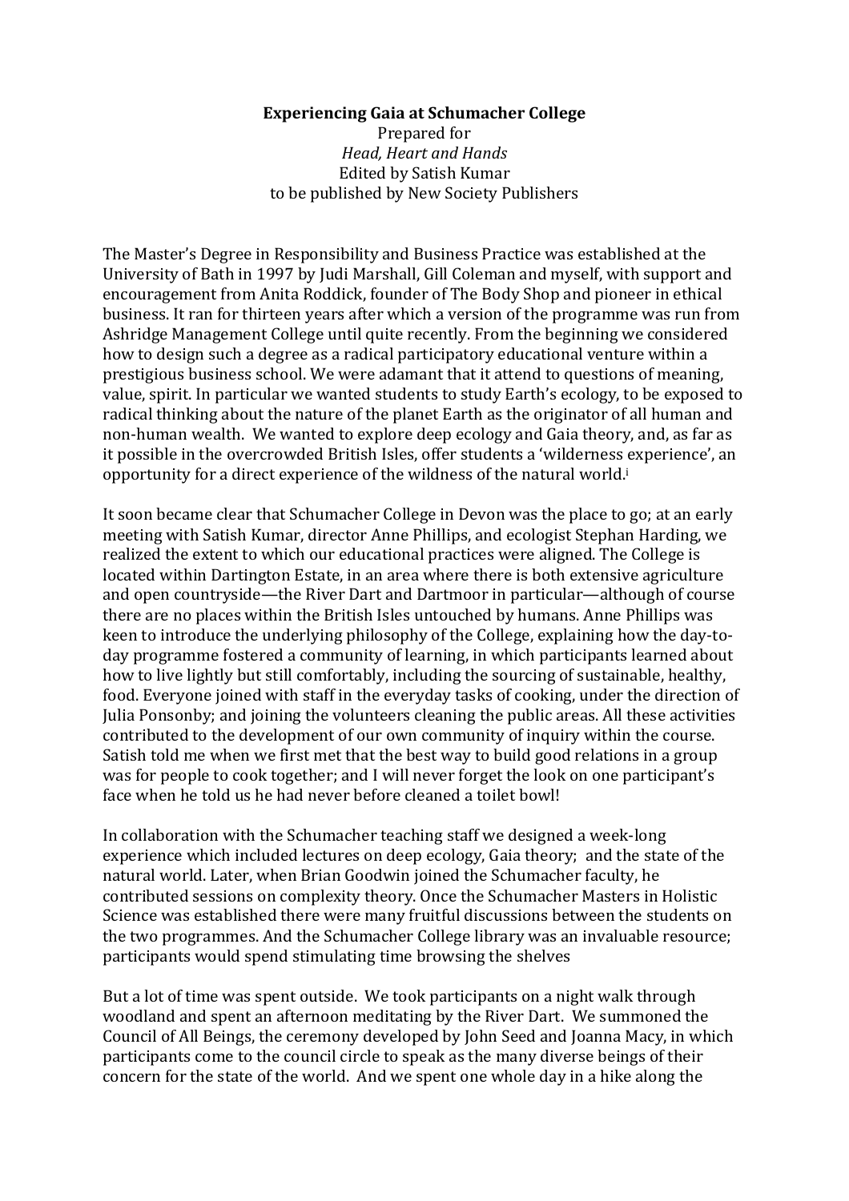**Experiencing Gaia at Schumacher College**

Prepared for
*Head, Heart and Hands*
Edited by Satish Kumar
to be published by New Society Publishers

The Master's Degree in Responsibility and Business Practice was established at the University of Bath in 1997 by Judi Marshall, Gill Coleman and myself, with support and encouragement from Anita Roddick, founder of The Body Shop and pioneer in ethical business. It ran for thirteen years after which a version of the programme was run from Ashridge Management College until quite recently. From the beginning we considered how to design such a degree as a radical participatory educational venture within a prestigious business school. We were adamant that it attend to questions of meaning, value, spirit. In particular we wanted students to study Earth's ecology, to be exposed to radical thinking about the nature of the planet Earth as the originator of all human and non-human wealth. We wanted to explore deep ecology and Gaia theory, and, as far as it possible in the overcrowded British Isles, offer students a 'wilderness experience', an opportunity for a direct experience of the wildness of the natural world.[i]

It soon became clear that Schumacher College in Devon was the place to go; at an early meeting with Satish Kumar, director Anne Phillips, and ecologist Stephan Harding, we realized the extent to which our educational practices were aligned. The College is located within Dartington Estate, in an area where there is both extensive agriculture and open countryside—the River Dart and Dartmoor in particular—although of course there are no places within the British Isles untouched by humans. Anne Phillips was keen to introduce the underlying philosophy of the College, explaining how the day-to-day programme fostered a community of learning, in which participants learned about how to live lightly but still comfortably, including the sourcing of sustainable, healthy, food. Everyone joined with staff in the everyday tasks of cooking, under the direction of Julia Ponsonby; and joining the volunteers cleaning the public areas. All these activities contributed to the development of our own community of inquiry within the course. Satish told me when we first met that the best way to build good relations in a group was for people to cook together; and I will never forget the look on one participant's face when he told us he had never before cleaned a toilet bowl!

In collaboration with the Schumacher teaching staff we designed a week-long experience which included lectures on deep ecology, Gaia theory; and the state of the natural world. Later, when Brian Goodwin joined the Schumacher faculty, he contributed sessions on complexity theory. Once the Schumacher Masters in Holistic Science was established there were many fruitful discussions between the students on the two programmes. And the Schumacher College library was an invaluable resource; participants would spend stimulating time browsing the shelves

But a lot of time was spent outside. We took participants on a night walk through woodland and spent an afternoon meditating by the River Dart. We summoned the Council of All Beings, the ceremony developed by John Seed and Joanna Macy, in which participants come to the council circle to speak as the many diverse beings of their concern for the state of the world. And we spent one whole day in a hike along the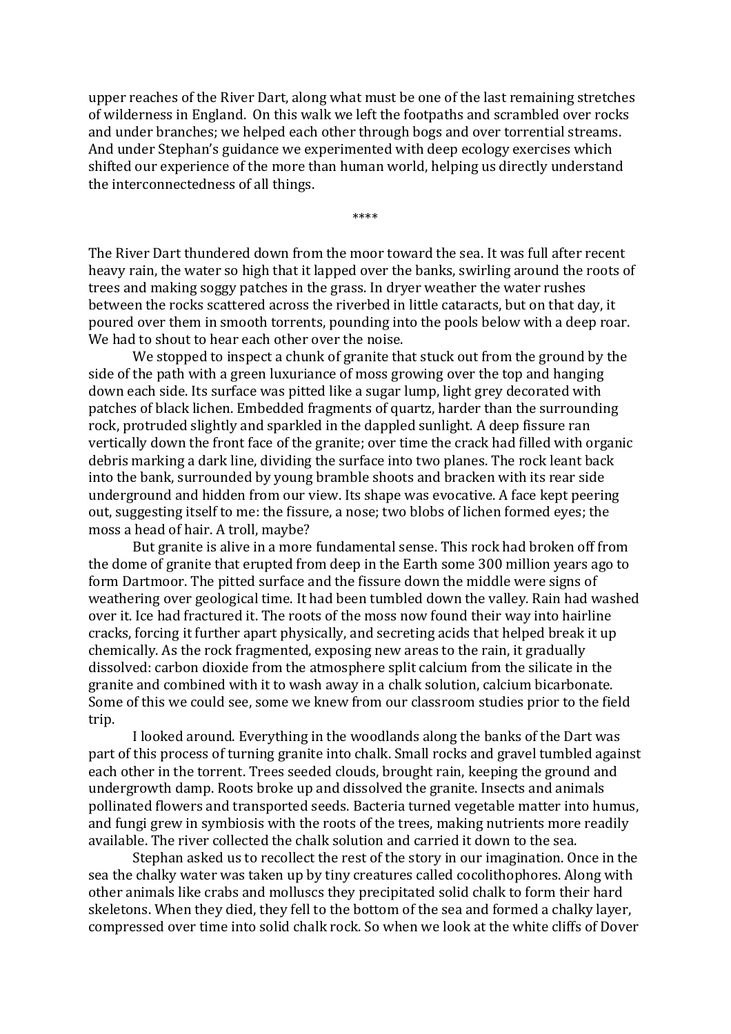upper reaches of the River Dart, along what must be one of the last remaining stretches of wilderness in England. On this walk we left the footpaths and scrambled over rocks and under branches; we helped each other through bogs and over torrential streams. And under Stephan's guidance we experimented with deep ecology exercises which shifted our experience of the more than human world, helping us directly understand the interconnectedness of all things.

****

The River Dart thundered down from the moor toward the sea. It was full after recent heavy rain, the water so high that it lapped over the banks, swirling around the roots of trees and making soggy patches in the grass. In dryer weather the water rushes between the rocks scattered across the riverbed in little cataracts, but on that day, it poured over them in smooth torrents, pounding into the pools below with a deep roar. We had to shout to hear each other over the noise.

We stopped to inspect a chunk of granite that stuck out from the ground by the side of the path with a green luxuriance of moss growing over the top and hanging down each side. Its surface was pitted like a sugar lump, light grey decorated with patches of black lichen. Embedded fragments of quartz, harder than the surrounding rock, protruded slightly and sparkled in the dappled sunlight. A deep fissure ran vertically down the front face of the granite; over time the crack had filled with organic debris marking a dark line, dividing the surface into two planes. The rock leant back into the bank, surrounded by young bramble shoots and bracken with its rear side underground and hidden from our view. Its shape was evocative. A face kept peering out, suggesting itself to me: the fissure, a nose; two blobs of lichen formed eyes; the moss a head of hair. A troll, maybe?

But granite is alive in a more fundamental sense. This rock had broken off from the dome of granite that erupted from deep in the Earth some 300 million years ago to form Dartmoor. The pitted surface and the fissure down the middle were signs of weathering over geological time. It had been tumbled down the valley. Rain had washed over it. Ice had fractured it. The roots of the moss now found their way into hairline cracks, forcing it further apart physically, and secreting acids that helped break it up chemically. As the rock fragmented, exposing new areas to the rain, it gradually dissolved: carbon dioxide from the atmosphere split calcium from the silicate in the granite and combined with it to wash away in a chalk solution, calcium bicarbonate. Some of this we could see, some we knew from our classroom studies prior to the field trip.

I looked around. Everything in the woodlands along the banks of the Dart was part of this process of turning granite into chalk. Small rocks and gravel tumbled against each other in the torrent. Trees seeded clouds, brought rain, keeping the ground and undergrowth damp. Roots broke up and dissolved the granite. Insects and animals pollinated flowers and transported seeds. Bacteria turned vegetable matter into humus, and fungi grew in symbiosis with the roots of the trees, making nutrients more readily available. The river collected the chalk solution and carried it down to the sea.

Stephan asked us to recollect the rest of the story in our imagination. Once in the sea the chalky water was taken up by tiny creatures called cocolithophores. Along with other animals like crabs and molluscs they precipitated solid chalk to form their hard skeletons. When they died, they fell to the bottom of the sea and formed a chalky layer, compressed over time into solid chalk rock. So when we look at the white cliffs of Dover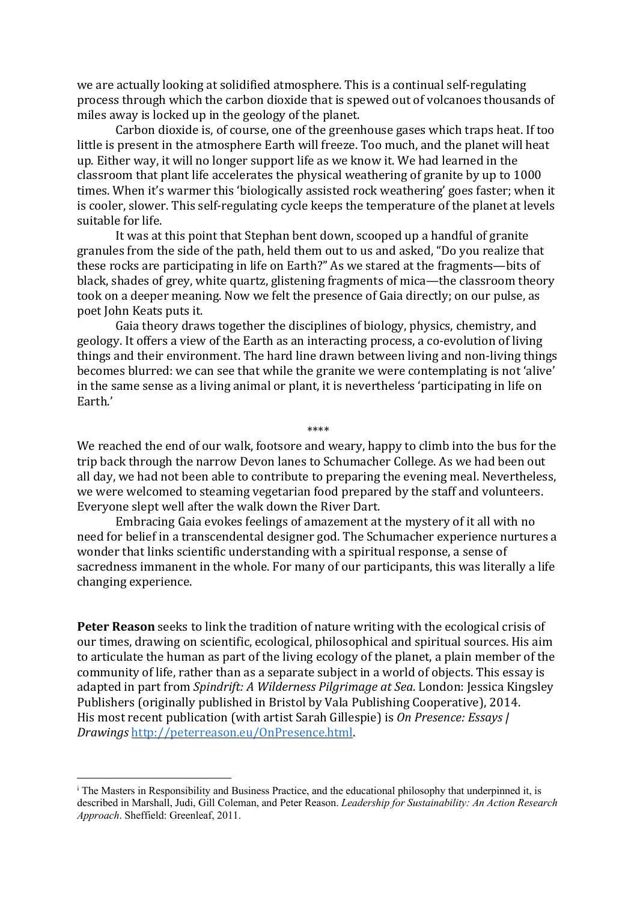we are actually looking at solidified atmosphere. This is a continual self-regulating process through which the carbon dioxide that is spewed out of volcanoes thousands of miles away is locked up in the geology of the planet.

Carbon dioxide is, of course, one of the greenhouse gases which traps heat. If too little is present in the atmosphere Earth will freeze. Too much, and the planet will heat up. Either way, it will no longer support life as we know it. We had learned in the classroom that plant life accelerates the physical weathering of granite by up to 1000 times. When it's warmer this 'biologically assisted rock weathering' goes faster; when it is cooler, slower. This self-regulating cycle keeps the temperature of the planet at levels suitable for life.

It was at this point that Stephan bent down, scooped up a handful of granite granules from the side of the path, held them out to us and asked, "Do you realize that these rocks are participating in life on Earth?" As we stared at the fragments—bits of black, shades of grey, white quartz, glistening fragments of mica—the classroom theory took on a deeper meaning. Now we felt the presence of Gaia directly; on our pulse, as poet John Keats puts it.

Gaia theory draws together the disciplines of biology, physics, chemistry, and geology. It offers a view of the Earth as an interacting process, a co-evolution of living things and their environment. The hard line drawn between living and non-living things becomes blurred: we can see that while the granite we were contemplating is not 'alive' in the same sense as a living animal or plant, it is nevertheless 'participating in life on Earth.'

****

We reached the end of our walk, footsore and weary, happy to climb into the bus for the trip back through the narrow Devon lanes to Schumacher College. As we had been out all day, we had not been able to contribute to preparing the evening meal. Nevertheless, we were welcomed to steaming vegetarian food prepared by the staff and volunteers. Everyone slept well after the walk down the River Dart.

Embracing Gaia evokes feelings of amazement at the mystery of it all with no need for belief in a transcendental designer god. The Schumacher experience nurtures a wonder that links scientific understanding with a spiritual response, a sense of sacredness immanent in the whole. For many of our participants, this was literally a life changing experience.

**Peter Reason** seeks to link the tradition of nature writing with the ecological crisis of our times, drawing on scientific, ecological, philosophical and spiritual sources. His aim to articulate the human as part of the living ecology of the planet, a plain member of the community of life, rather than as a separate subject in a world of objects. This essay is adapted in part from *Spindrift: A Wilderness Pilgrimage at Sea*. London: Jessica Kingsley Publishers (originally published in Bristol by Vala Publishing Cooperative), 2014. His most recent publication (with artist Sarah Gillespie) is *On Presence: Essays | Drawings* http://peterreason.eu/OnPresence.html.

---

[i] The Masters in Responsibility and Business Practice, and the educational philosophy that underpinned it, is described in Marshall, Judi, Gill Coleman, and Peter Reason. *Leadership for Sustainability: An Action Research Approach*. Sheffield: Greenleaf, 2011.